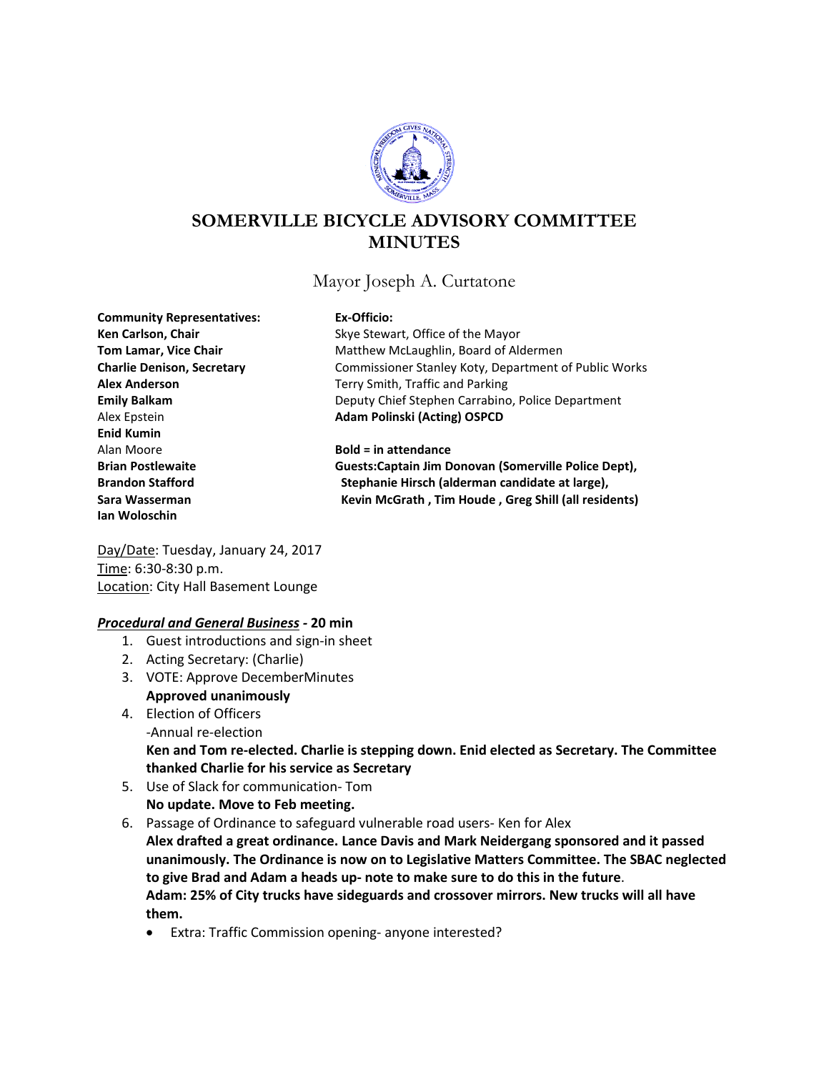# SOMERVILLE BICYCLE ADVISORY COMMITTEE MINUTES

Mayor Joseph A. Curtatone

**Community Representatives:**
**Ken Carlson, Chair**
**Tom Lamar, Vice Chair**
**Charlie Denison, Secretary**
**Alex Anderson**
**Emily Balkam**
Alex Epstein
**Enid Kumin**
Alan Moore
**Brian Postlewaite**
**Brandon Stafford**
**Sara Wasserman**
**Ian Woloschin**

**Ex-Officio:**
Skye Stewart, Office of the Mayor
Matthew McLaughlin, Board of Aldermen
Commissioner Stanley Koty, Department of Public Works
Terry Smith, Traffic and Parking
Deputy Chief Stephen Carrabino, Police Department
**Adam Polinski (Acting) OSPCD**

**Bold = in attendance**
**Guests:Captain Jim Donovan (Somerville Police Dept), Stephanie Hirsch (alderman candidate at large), Kevin McGrath , Tim Houde , Greg Shill (all residents)**

Day/Date: Tuesday, January 24, 2017
Time: 6:30-8:30 p.m.
Location: City Hall Basement Lounge

## ***Procedural and General Business* - 20 min**

1. Guest introductions and sign-in sheet
2. Acting Secretary: (Charlie)
3. VOTE: Approve DecemberMinutes
   **Approved unanimously**
4. Election of Officers
   -Annual re-election
   **Ken and Tom re-elected. Charlie is stepping down. Enid elected as Secretary. The Committee thanked Charlie for his service as Secretary**
5. Use of Slack for communication- Tom
   **No update. Move to Feb meeting.**
6. Passage of Ordinance to safeguard vulnerable road users- Ken for Alex
   **Alex drafted a great ordinance. Lance Davis and Mark Neidergang sponsored and it passed unanimously. The Ordinance is now on to Legislative Matters Committee. The SBAC neglected to give Brad and Adam a heads up- note to make sure to do this in the future**.
   **Adam: 25% of City trucks have sideguards and crossover mirrors. New trucks will all have them.**
   - Extra: Traffic Commission opening- anyone interested?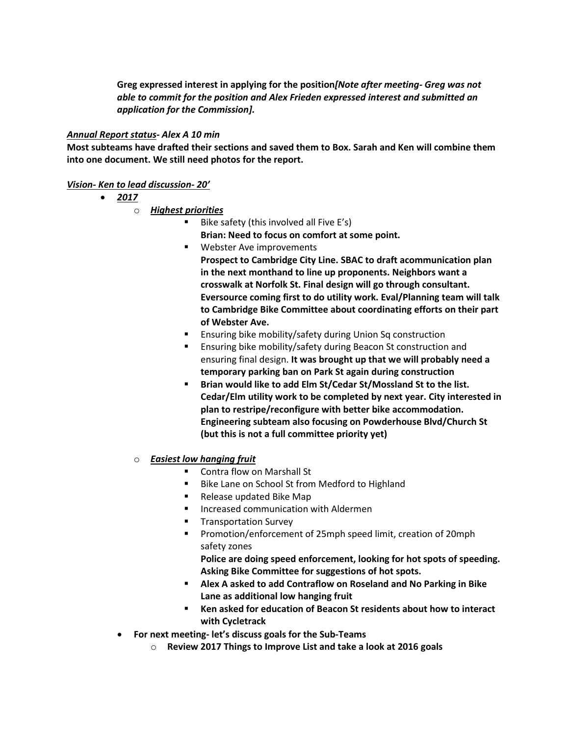**Greg expressed interest in applying for the position*[Note after meeting- Greg was not able to commit for the position and Alex Frieden expressed interest and submitted an application for the Commission].***

***<u>Annual Report status</u>- Alex A 10 min***

**Most subteams have drafted their sections and saved them to Box. Sarah and Ken will combine them into one document. We still need photos for the report.**

***<u>Vision- Ken to lead discussion- 20'</u>***

- ***<u>2017</u>***
  - ***<u>Highest priorities</u>***
    - Bike safety (this involved all Five E's)
      **Brian: Need to focus on comfort at some point.**
    - Webster Ave improvements
      **Prospect to Cambridge City Line. SBAC to draft acommunication plan in the next monthand to line up proponents. Neighbors want a crosswalk at Norfolk St. Final design will go through consultant. Eversource coming first to do utility work. Eval/Planning team will talk to Cambridge Bike Committee about coordinating efforts on their part of Webster Ave.**
    - Ensuring bike mobility/safety during Union Sq construction
    - Ensuring bike mobility/safety during Beacon St construction and ensuring final design. **It was brought up that we will probably need a temporary parking ban on Park St again during construction**
    - **Brian would like to add Elm St/Cedar St/Mossland St to the list. Cedar/Elm utility work to be completed by next year. City interested in plan to restripe/reconfigure with better bike accommodation. Engineering subteam also focusing on Powderhouse Blvd/Church St (but this is not a full committee priority yet)**
  - ***<u>Easiest low hanging fruit</u>***
    - Contra flow on Marshall St
    - Bike Lane on School St from Medford to Highland
    - Release updated Bike Map
    - Increased communication with Aldermen
    - Transportation Survey
    - Promotion/enforcement of 25mph speed limit, creation of 20mph safety zones
      **Police are doing speed enforcement, looking for hot spots of speeding. Asking Bike Committee for suggestions of hot spots.**
    - **Alex A asked to add Contraflow on Roseland and No Parking in Bike Lane as additional low hanging fruit**
    - **Ken asked for education of Beacon St residents about how to interact with Cycletrack**
- **For next meeting- let's discuss goals for the Sub-Teams**
  - **Review 2017 Things to Improve List and take a look at 2016 goals**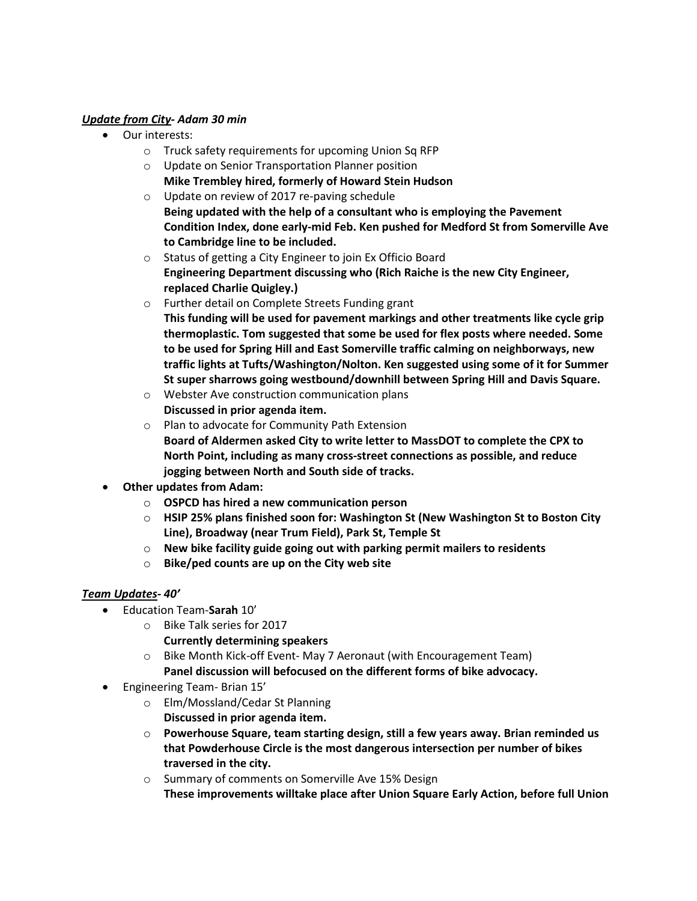***Update from City- Adam 30 min***

- Our interests:
  - Truck safety requirements for upcoming Union Sq RFP
  - Update on Senior Transportation Planner position
    **Mike Trembley hired, formerly of Howard Stein Hudson**
  - Update on review of 2017 re-paving schedule
    **Being updated with the help of a consultant who is employing the Pavement Condition Index, done early-mid Feb. Ken pushed for Medford St from Somerville Ave to Cambridge line to be included.**
  - Status of getting a City Engineer to join Ex Officio Board
    **Engineering Department discussing who (Rich Raiche is the new City Engineer, replaced Charlie Quigley.)**
  - Further detail on Complete Streets Funding grant
    **This funding will be used for pavement markings and other treatments like cycle grip thermoplastic. Tom suggested that some be used for flex posts where needed. Some to be used for Spring Hill and East Somerville traffic calming on neighborways, new traffic lights at Tufts/Washington/Nolton. Ken suggested using some of it for Summer St super sharrows going westbound/downhill between Spring Hill and Davis Square.**
  - Webster Ave construction communication plans
    **Discussed in prior agenda item.**
  - Plan to advocate for Community Path Extension
    **Board of Aldermen asked City to write letter to MassDOT to complete the CPX to North Point, including as many cross-street connections as possible, and reduce jogging between North and South side of tracks.**
- **Other updates from Adam:**
  - **OSPCD has hired a new communication person**
  - **HSIP 25% plans finished soon for: Washington St (New Washington St to Boston City Line), Broadway (near Trum Field), Park St, Temple St**
  - **New bike facility guide going out with parking permit mailers to residents**
  - **Bike/ped counts are up on the City web site**

***Team Updates- 40'***

- Education Team-**Sarah** 10'
  - Bike Talk series for 2017
    **Currently determining speakers**
  - Bike Month Kick-off Event- May 7 Aeronaut (with Encouragement Team)
    **Panel discussion will befocused on the different forms of bike advocacy.**
- Engineering Team- Brian 15'
  - Elm/Mossland/Cedar St Planning
    **Discussed in prior agenda item.**
  - **Powerhouse Square, team starting design, still a few years away. Brian reminded us that Powderhouse Circle is the most dangerous intersection per number of bikes traversed in the city.**
  - Summary of comments on Somerville Ave 15% Design
    **These improvements willtake place after Union Square Early Action, before full Union**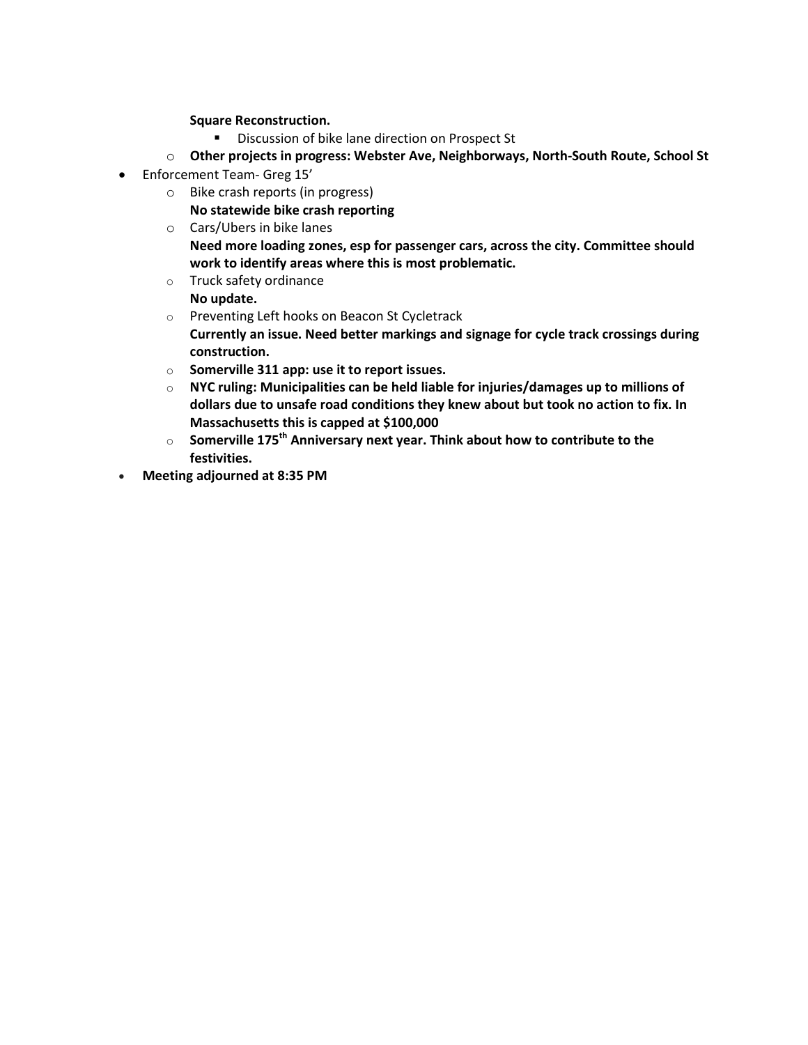**Square Reconstruction.**

        - Discussion of bike lane direction on Prospect St

    - **Other projects in progress: Webster Ave, Neighborways, North-South Route, School St**

- Enforcement Team- Greg 15'
    - Bike crash reports (in progress)
      **No statewide bike crash reporting**
    - Cars/Ubers in bike lanes
      **Need more loading zones, esp for passenger cars, across the city. Committee should work to identify areas where this is most problematic.**
    - Truck safety ordinance
      **No update.**
    - Preventing Left hooks on Beacon St Cycletrack
      **Currently an issue. Need better markings and signage for cycle track crossings during construction.**
    - **Somerville 311 app: use it to report issues.**
    - **NYC ruling: Municipalities can be held liable for injuries/damages up to millions of dollars due to unsafe road conditions they knew about but took no action to fix. In Massachusetts this is capped at $100,000**
    - **Somerville 175th Anniversary next year. Think about how to contribute to the festivities.**
- **Meeting adjourned at 8:35 PM**